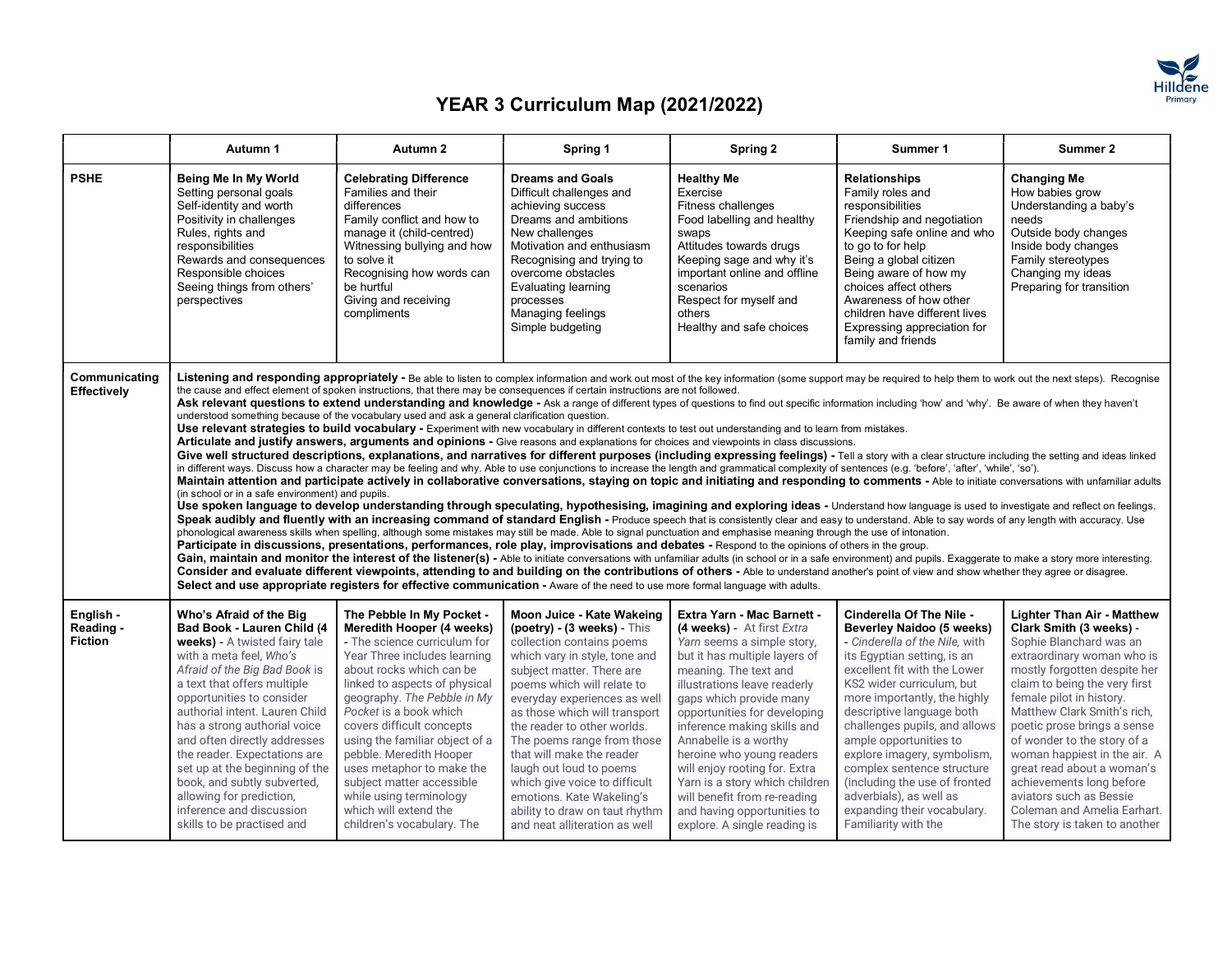# YEAR 3 Curriculum Map (2021/2022)

| | Autumn 1 | Autumn 2 | Spring 1 | Spring 2 | Summer 1 | Summer 2 |
|---|---|---|---|---|---|---|
| **PSHE** | **Being Me In My World**<br>Setting personal goals<br>Self-identity and worth<br>Positivity in challenges<br>Rules, rights and responsibilities<br>Rewards and consequences<br>Responsible choices<br>Seeing things from others' perspectives | **Celebrating Difference**<br>Families and their differences<br>Family conflict and how to manage it (child-centred)<br>Witnessing bullying and how to solve it<br>Recognising how words can be hurtful<br>Giving and receiving compliments | **Dreams and Goals**<br>Difficult challenges and achieving success<br>Dreams and ambitions<br>New challenges<br>Motivation and enthusiasm<br>Recognising and trying to overcome obstacles<br>Evaluating learning processes<br>Managing feelings<br>Simple budgeting | **Healthy Me**<br>Exercise<br>Fitness challenges<br>Food labelling and healthy swaps<br>Attitudes towards drugs<br>Keeping sage and why it's important online and offline scenarios<br>Respect for myself and others<br>Healthy and safe choices | **Relationships**<br>Family roles and responsibilities<br>Friendship and negotiation<br>Keeping safe online and who to go to for help<br>Being a global citizen<br>Being aware of how my choices affect others<br>Awareness of how other children have different lives<br>Expressing appreciation for family and friends | **Changing Me**<br>How babies grow<br>Understanding a baby's needs<br>Outside body changes<br>Inside body changes<br>Family stereotypes<br>Changing my ideas<br>Preparing for transition |
| **Communicating Effectively** | **Listening and responding appropriately -** Be able to listen to complex information and work out most of the key information (some support may be required to help them to work out the next steps). Recognise the cause and effect element of spoken instructions, that there may be consequences if certain instructions are not followed.<br>**Ask relevant questions to extend understanding and knowledge -** Ask a range of different types of questions to find out specific information including 'how' and 'why'. Be aware of when they haven't understood something because of the vocabulary used and ask a general clarification question.<br>**Use relevant strategies to build vocabulary -** Experiment with new vocabulary in different contexts to test out understanding and to learn from mistakes.<br>**Articulate and justify answers, arguments and opinions -** Give reasons and explanations for choices and viewpoints in class discussions.<br>**Give well structured descriptions, explanations, and narratives for different purposes (including expressing feelings) -** Tell a story with a clear structure including the setting and ideas linked in different ways. Discuss how a character may be feeling and why. Able to use conjunctions to increase the length and grammatical complexity of sentences (e.g. 'before', 'after', 'while', 'so').<br>**Maintain attention and participate actively in collaborative conversations, staying on topic and initiating and responding to comments -** Able to initiate conversations with unfamiliar adults (in school or in a safe environment) and pupils.<br>**Use spoken language to develop understanding through speculating, hypothesising, imagining and exploring ideas -** Understand how language is used to investigate and reflect on feelings.<br>**Speak audibly and fluently with an increasing command of standard English -** Produce speech that is consistently clear and easy to understand. Able to say words of any length with accuracy. Use phonological awareness skills when spelling, although some mistakes may still be made. Able to signal punctuation and emphasise meaning through the use of intonation.<br>**Participate in discussions, presentations, performances, role play, improvisations and debates -** Respond to the opinions of others in the group.<br>**Gain, maintain and monitor the interest of the listener(s) -** Able to initiate conversations with unfamiliar adults (in school or in a safe environment) and pupils. Exaggerate to make a story more interesting.<br>**Consider and evaluate different viewpoints, attending to and building on the contributions of others -** Able to understand another's point of view and show whether they agree or disagree.<br>**Select and use appropriate registers for effective communication -** Aware of the need to use more formal language with adults. | | | | | |
| **English - Reading - Fiction** | **Who's Afraid of the Big Bad Book - Lauren Child (4 weeks)** - A twisted fairy tale with a meta feel, *Who's Afraid of the Big Bad Book* is a text that offers multiple opportunities to consider authorial intent. Lauren Child has a strong authorial voice and often directly addresses the reader. Expectations are set up at the beginning of the book, and subtly subverted, allowing for prediction, inference and discussion skills to be practised and | **The Pebble In My Pocket - Meredith Hooper (4 weeks)** - The science curriculum for Year Three includes learning about rocks which can be linked to aspects of physical geography. *The Pebble in My Pocket* is a book which covers difficult concepts using the familiar object of a pebble. Meredith Hooper uses metaphor to make the subject matter accessible while using terminology which will extend the children's vocabulary. The | **Moon Juice - Kate Wakeing (poetry) - (3 weeks)** - This collection contains poems which vary in style, tone and subject matter. There are poems which will relate to everyday experiences as well as those which will transport the reader to other worlds. The poems range from those that will make the reader laugh out loud to poems which give voice to difficult emotions. Kate Wakeling's ability to draw on taut rhythm and neat alliteration as well | **Extra Yarn - Mac Barnett - (4 weeks)** - At first *Extra Yarn* seems a simple story, but it has multiple layers of meaning. The text and illustrations leave readerly gaps which provide many opportunities for developing inference making skills and Annabelle is a worthy heroine who young readers will enjoy rooting for. Extra Yarn is a story which children will benefit from re-reading and having opportunities to explore. A single reading is | **Cinderella Of The Nile - Beverley Naidoo (5 weeks)** - *Cinderella of the Nile,* with its Egyptian setting, is an excellent fit with the Lower KS2 wider curriculum, but more importantly, the highly descriptive language both challenges pupils, and allows ample opportunities to explore imagery, symbolism, complex sentence structure (including the use of fronted adverbials), as well as expanding their vocabulary. Familiarity with the | **Lighter Than Air - Matthew Clark Smith (3 weeks)** - Sophie Blanchard was an extraordinary woman who is mostly forgotten despite her claim to being the very first female pilot in history. Matthew Clark Smith's rich, poetic prose brings a sense of wonder to the story of a woman happiest in the air. A great read about a woman's achievements long before aviators such as Bessie Coleman and Amelia Earhart. The story is taken to another |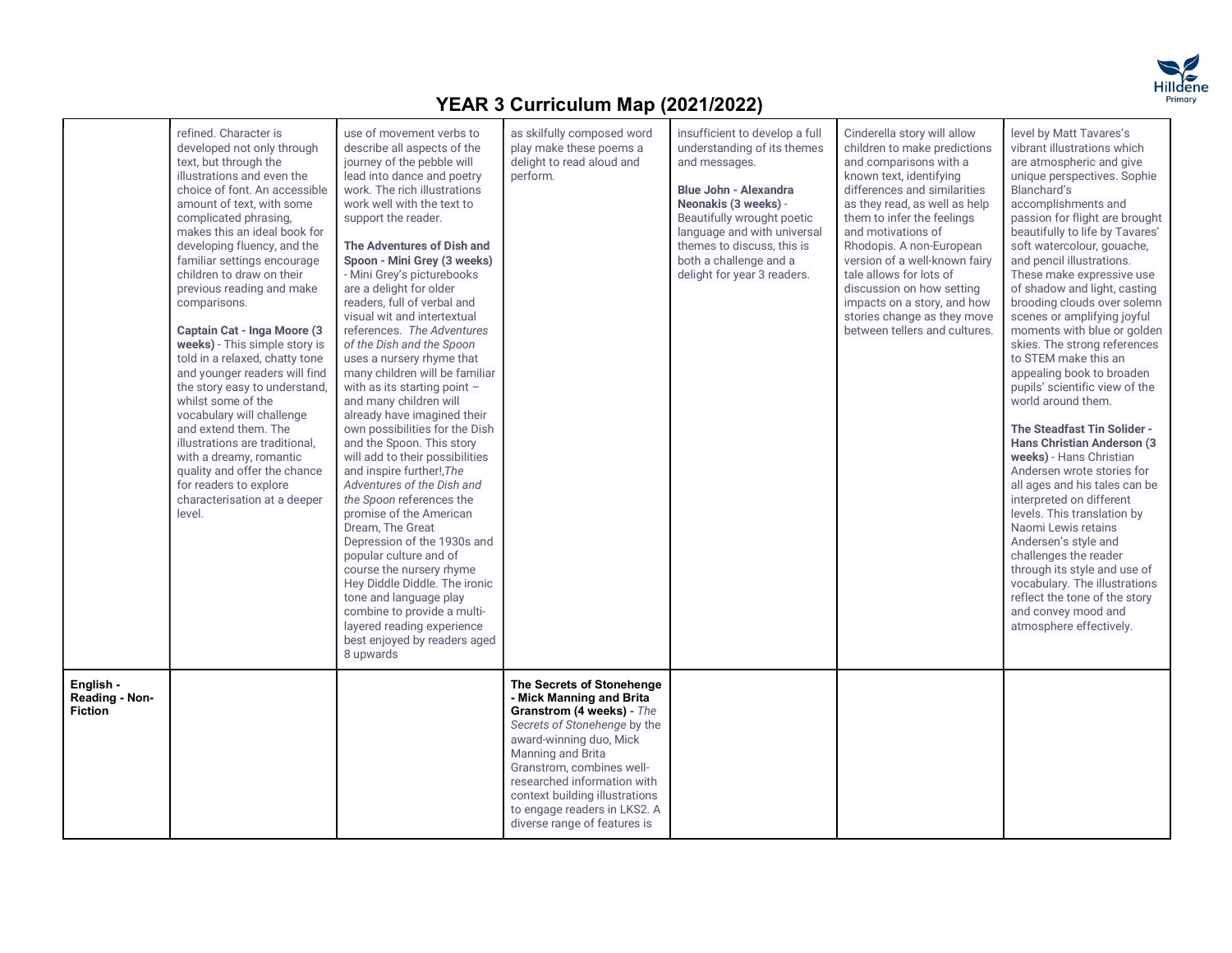# YEAR 3 Curriculum Map (2021/2022)

| | | | | | | |
|---|---|---|---|---|---|---|
| | refined. Character is developed not only through text, but through the illustrations and even the choice of font. An accessible amount of text, with some complicated phrasing, makes this an ideal book for developing fluency, and the familiar settings encourage children to draw on their previous reading and make comparisons.<br><br>**Captain Cat - Inga Moore (3 weeks)** - This simple story is told in a relaxed, chatty tone and younger readers will find the story easy to understand, whilst some of the vocabulary will challenge and extend them. The illustrations are traditional, with a dreamy, romantic quality and offer the chance for readers to explore characterisation at a deeper level. | use of movement verbs to describe all aspects of the journey of the pebble will lead into dance and poetry work. The rich illustrations work well with the text to support the reader.<br><br>**The Adventures of Dish and Spoon - Mini Grey (3 weeks)** - Mini Grey's picturebooks are a delight for older readers, full of verbal and visual wit and intertextual references. *The Adventures of the Dish and the Spoon* uses a nursery rhyme that many children will be familiar with as its starting point – and many children will already have imagined their own possibilities for the Dish and the Spoon. This story will add to their possibilities and inspire further!,*The Adventures of the Dish and the Spoon* references the promise of the American Dream, The Great Depression of the 1930s and popular culture and of course the nursery rhyme Hey Diddle Diddle. The ironic tone and language play combine to provide a multi-layered reading experience best enjoyed by readers aged 8 upwards | as skilfully composed word play make these poems a delight to read aloud and perform. | insufficient to develop a full understanding of its themes and messages.<br><br>**Blue John - Alexandra Neonakis (3 weeks)** - Beautifully wrought poetic language and with universal themes to discuss, this is both a challenge and a delight for year 3 readers. | Cinderella story will allow children to make predictions and comparisons with a known text, identifying differences and similarities as they read, as well as help them to infer the feelings and motivations of Rhodopis. A non-European version of a well-known fairy tale allows for lots of discussion on how setting impacts on a story, and how stories change as they move between tellers and cultures. | level by Matt Tavares's vibrant illustrations which are atmospheric and give unique perspectives. Sophie Blanchard's accomplishments and passion for flight are brought beautifully to life by Tavares' soft watercolour, gouache, and pencil illustrations. These make expressive use of shadow and light, casting brooding clouds over solemn scenes or amplifying joyful moments with blue or golden skies. The strong references to STEM make this an appealing book to broaden pupils' scientific view of the world around them.<br><br>**The Steadfast Tin Solider - Hans Christian Anderson (3 weeks)** - Hans Christian Andersen wrote stories for all ages and his tales can be interpreted on different levels. This translation by Naomi Lewis retains Andersen's style and challenges the reader through its style and use of vocabulary. The illustrations reflect the tone of the story and convey mood and atmosphere effectively. |
| **English - Reading - Non-Fiction** | | | **The Secrets of Stonehenge - Mick Manning and Brita Granstrom (4 weeks)** - *The Secrets of Stonehenge* by the award-winning duo, Mick Manning and Brita Granstrom, combines well-researched information with context building illustrations to engage readers in LKS2. A diverse range of features is | | | |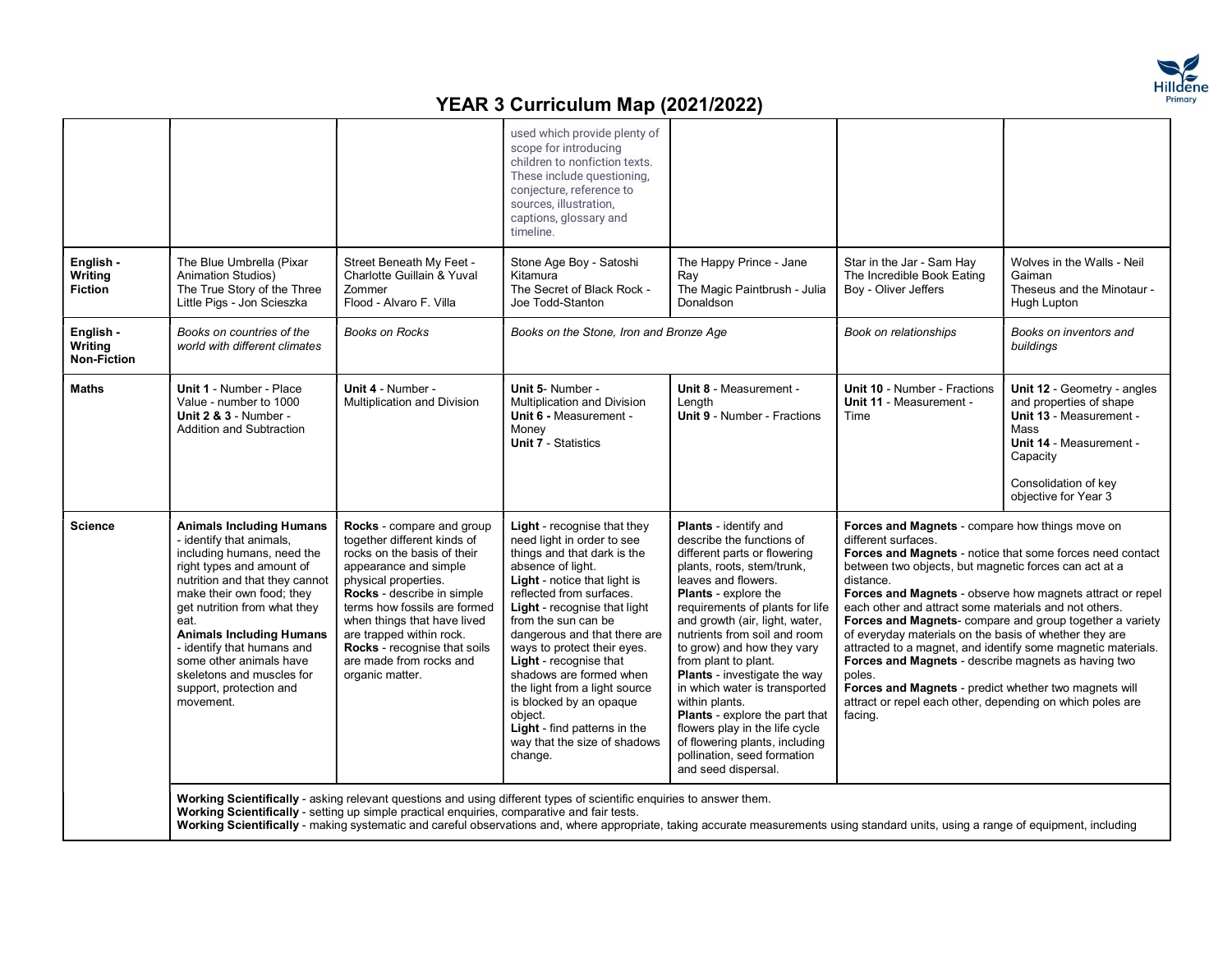# YEAR 3 Curriculum Map (2021/2022)

| | | | | | | |
|---|---|---|---|---|---|---|
| | | | used which provide plenty of scope for introducing children to nonfiction texts. These include questioning, conjecture, reference to sources, illustration, captions, glossary and timeline. | | | |
| **English - Writing Fiction** | The Blue Umbrella (Pixar Animation Studios)<br>The True Story of the Three Little Pigs - Jon Scieszka | Street Beneath My Feet - Charlotte Guillain & Yuval Zommer<br>Flood - Alvaro F. Villa | Stone Age Boy - Satoshi Kitamura<br>The Secret of Black Rock - Joe Todd-Stanton | The Happy Prince - Jane Ray<br>The Magic Paintbrush - Julia Donaldson | Star in the Jar - Sam Hay<br>The Incredible Book Eating Boy - Oliver Jeffers | Wolves in the Walls - Neil Gaiman<br>Theseus and the Minotaur - Hugh Lupton |
| **English - Writing Non-Fiction** | *Books on countries of the world with different climates* | *Books on Rocks* | *Books on the Stone, Iron and Bronze Age* | | *Book on relationships* | *Books on inventors and buildings* |
| **Maths** | **Unit 1** - Number - Place Value - number to 1000<br>**Unit 2 & 3** - Number - Addition and Subtraction | **Unit 4** - Number - Multiplication and Division | **Unit 5**- Number - Multiplication and Division<br>**Unit 6 -** Measurement - Money<br>**Unit 7** - Statistics | **Unit 8** - Measurement - Length<br>**Unit 9** - Number - Fractions | **Unit 10** - Number - Fractions<br>**Unit 11** - Measurement - Time | **Unit 12** - Geometry - angles and properties of shape<br>**Unit 13** - Measurement - Mass<br>**Unit 14** - Measurement - Capacity<br><br>Consolidation of key objective for Year 3 |
| **Science** | **Animals Including Humans** - identify that animals, including humans, need the right types and amount of nutrition and that they cannot make their own food; they get nutrition from what they eat.<br>**Animals Including Humans** - identify that humans and some other animals have skeletons and muscles for support, protection and movement. | **Rocks** - compare and group together different kinds of rocks on the basis of their appearance and simple physical properties.<br>**Rocks** - describe in simple terms how fossils are formed when things that have lived are trapped within rock.<br>**Rocks** - recognise that soils are made from rocks and organic matter. | **Light** - recognise that they need light in order to see things and that dark is the absence of light.<br>**Light** - notice that light is reflected from surfaces.<br>**Light** - recognise that light from the sun can be dangerous and that there are ways to protect their eyes.<br>**Light** - recognise that shadows are formed when the light from a light source is blocked by an opaque object.<br>**Light** - find patterns in the way that the size of shadows change. | **Plants** - identify and describe the functions of different parts or flowering plants, roots, stem/trunk, leaves and flowers.<br>**Plants** - explore the requirements of plants for life and growth (air, light, water, nutrients from soil and room to grow) and how they vary from plant to plant.<br>**Plants** - investigate the way in which water is transported within plants.<br>**Plants** - explore the part that flowers play in the life cycle of flowering plants, including pollination, seed formation and seed dispersal. | **Forces and Magnets** - compare how things move on different surfaces.<br>**Forces and Magnets** - notice that some forces need contact between two objects, but magnetic forces can act at a distance.<br>**Forces and Magnets** - observe how magnets attract or repel each other and attract some materials and not others.<br>**Forces and Magnets**- compare and group together a variety of everyday materials on the basis of whether they are attracted to a magnet, and identify some magnetic materials.<br>**Forces and Magnets** - describe magnets as having two poles.<br>**Forces and Magnets** - predict whether two magnets will attract or repel each other, depending on which poles are facing. | |
| | **Working Scientifically** - asking relevant questions and using different types of scientific enquiries to answer them.<br>**Working Scientifically** - setting up simple practical enquiries, comparative and fair tests.<br>**Working Scientifically** - making systematic and careful observations and, where appropriate, taking accurate measurements using standard units, using a range of equipment, including | | | | | |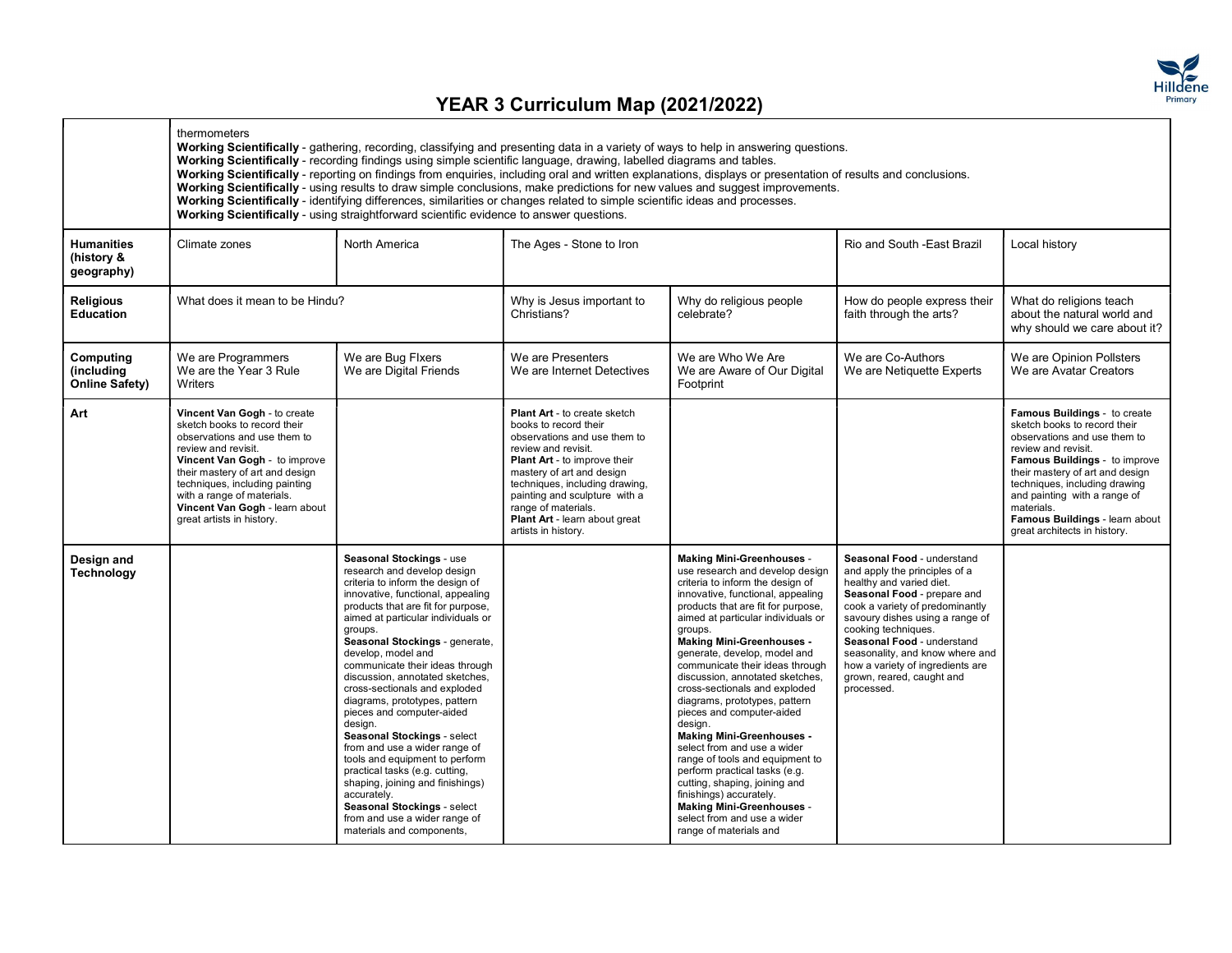# YEAR 3 Curriculum Map (2021/2022)

| | | | | | | |
|---|---|---|---|---|---|---|
| | thermometers<br>**Working Scientifically** - gathering, recording, classifying and presenting data in a variety of ways to help in answering questions.<br>**Working Scientifically** - recording findings using simple scientific language, drawing, labelled diagrams and tables.<br>**Working Scientifically** - reporting on findings from enquiries, including oral and written explanations, displays or presentation of results and conclusions.<br>**Working Scientifically** - using results to draw simple conclusions, make predictions for new values and suggest improvements.<br>**Working Scientifically** - identifying differences, similarities or changes related to simple scientific ideas and processes.<br>**Working Scientifically** - using straightforward scientific evidence to answer questions. | | | | | |
| **Humanities (history & geography)** | Climate zones | North America | The Ages - Stone to Iron | | Rio and South -East Brazil | Local history |
| **Religious Education** | What does it mean to be Hindu? | | Why is Jesus important to Christians? | Why do religious people celebrate? | How do people express their faith through the arts? | What do religions teach about the natural world and why should we care about it? |
| **Computing (including Online Safety)** | We are Programmers<br>We are the Year 3 Rule Writers | We are Bug FIxers<br>We are Digital Friends | We are Presenters<br>We are Internet Detectives | We are Who We Are<br>We are Aware of Our Digital Footprint | We are Co-Authors<br>We are Netiquette Experts | We are Opinion Pollsters<br>We are Avatar Creators |
| **Art** | **Vincent Van Gogh** - to create sketch books to record their observations and use them to review and revisit.<br>**Vincent Van Gogh** - to improve their mastery of art and design techniques, including painting with a range of materials.<br>**Vincent Van Gogh** - learn about great artists in history. | | **Plant Art** - to create sketch books to record their observations and use them to review and revisit.<br>**Plant Art** - to improve their mastery of art and design techniques, including drawing, painting and sculpture with a range of materials.<br>**Plant Art** - learn about great artists in history. | | | **Famous Buildings** - to create sketch books to record their observations and use them to review and revisit.<br>**Famous Buildings** - to improve their mastery of art and design techniques, including drawing and painting with a range of materials.<br>**Famous Buildings** - learn about great architects in history. |
| **Design and Technology** | | **Seasonal Stockings** - use research and develop design criteria to inform the design of innovative, functional, appealing products that are fit for purpose, aimed at particular individuals or groups.<br>**Seasonal Stockings** - generate, develop, model and communicate their ideas through discussion, annotated sketches, cross-sectionals and exploded diagrams, prototypes, pattern pieces and computer-aided design.<br>**Seasonal Stockings** - select from and use a wider range of tools and equipment to perform practical tasks (e.g. cutting, shaping, joining and finishings) accurately.<br>**Seasonal Stockings** - select from and use a wider range of materials and components, | | **Making Mini-Greenhouses** - use research and develop design criteria to inform the design of innovative, functional, appealing products that are fit for purpose, aimed at particular individuals or groups.<br>**Making Mini-Greenhouses** - generate, develop, model and communicate their ideas through discussion, annotated sketches, cross-sectionals and exploded diagrams, prototypes, pattern pieces and computer-aided design.<br>**Making Mini-Greenhouses** - select from and use a wider range of tools and equipment to perform practical tasks (e.g. cutting, shaping, joining and finishings) accurately.<br>**Making Mini-Greenhouses** - select from and use a wider range of materials and | **Seasonal Food** - understand and apply the principles of a healthy and varied diet.<br>**Seasonal Food** - prepare and cook a variety of predominantly savoury dishes using a range of cooking techniques.<br>**Seasonal Food** - understand seasonality, and know where and how a variety of ingredients are grown, reared, caught and processed. | |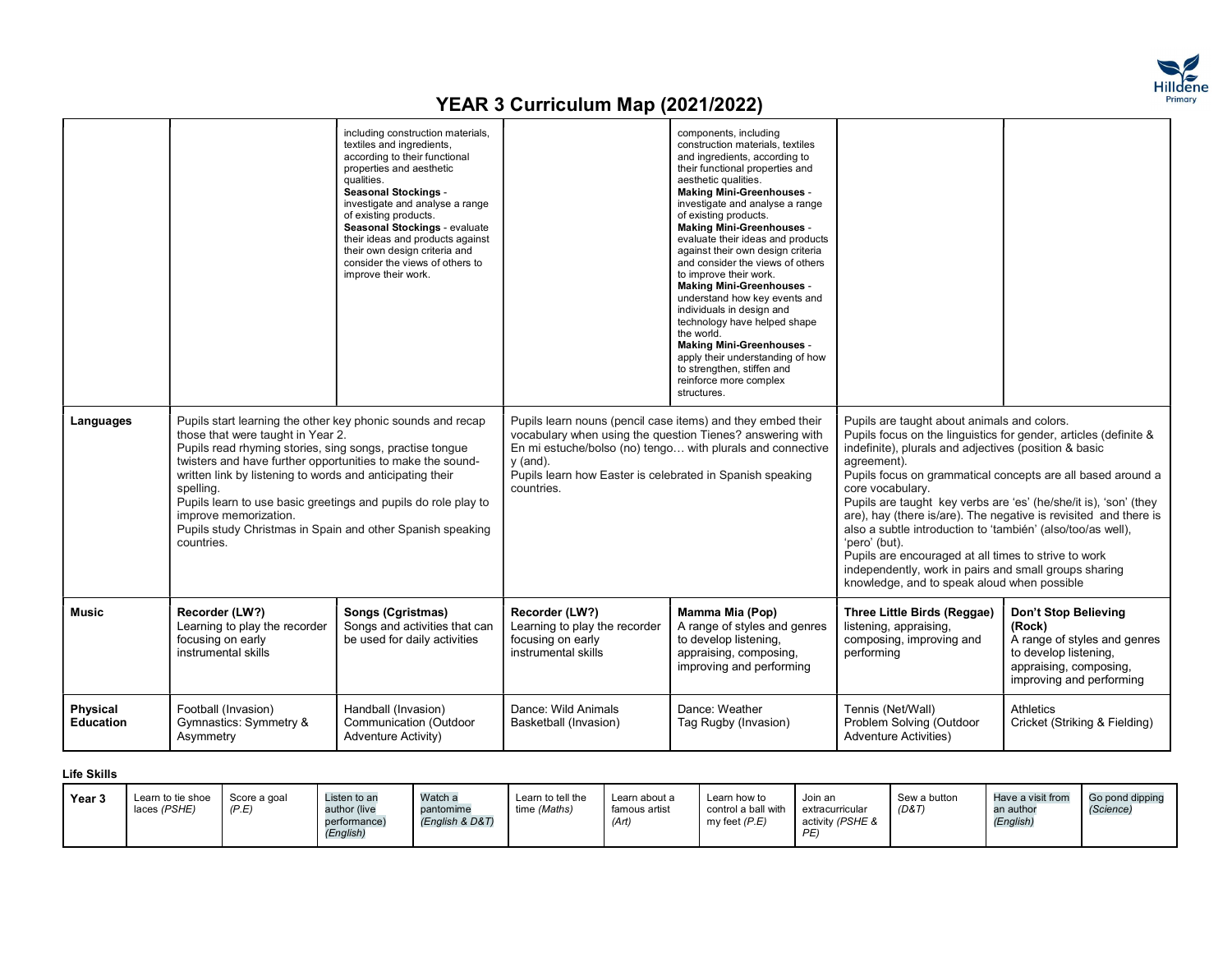# YEAR 3 Curriculum Map (2021/2022)

| | | | | | | |
|---|---|---|---|---|---|---|
| | | including construction materials, textiles and ingredients, according to their functional properties and aesthetic qualities. **Seasonal Stockings** - investigate and analyse a range of existing products. **Seasonal Stockings** - evaluate their ideas and products against their own design criteria and consider the views of others to improve their work. | | components, including construction materials, textiles and ingredients, according to their functional properties and aesthetic qualities. **Making Mini-Greenhouses** - investigate and analyse a range of existing products. **Making Mini-Greenhouses** - evaluate their ideas and products against their own design criteria and consider the views of others to improve their work. **Making Mini-Greenhouses** - understand how key events and individuals in design and technology have helped shape the world. **Making Mini-Greenhouses** - apply their understanding of how to strengthen, stiffen and reinforce more complex structures. | | |
| **Languages** | Pupils start learning the other key phonic sounds and recap those that were taught in Year 2. Pupils read rhyming stories, sing songs, practise tongue twisters and have further opportunities to make the sound-written link by listening to words and anticipating their spelling. Pupils learn to use basic greetings and pupils do role play to improve memorization. Pupils study Christmas in Spain and other Spanish speaking countries. | | Pupils learn nouns (pencil case items) and they embed their vocabulary when using the question Tienes? answering with En mi estuche/bolso (no) tengo… with plurals and connective y (and). Pupils learn how Easter is celebrated in Spanish speaking countries. | | Pupils are taught about animals and colors. Pupils focus on the linguistics for gender, articles (definite & indefinite), plurals and adjectives (position & basic agreement). Pupils focus on grammatical concepts are all based around a core vocabulary. Pupils are taught key verbs are 'es' (he/she/it is), 'son' (they are), hay (there is/are). The negative is revisited and there is also a subtle introduction to 'también' (also/too/as well), 'pero' (but). Pupils are encouraged at all times to strive to work independently, work in pairs and small groups sharing knowledge, and to speak aloud when possible | |
| **Music** | **Recorder (LW?)** Learning to play the recorder focusing on early instrumental skills | **Songs (Cgristmas)** Songs and activities that can be used for daily activities | **Recorder (LW?)** Learning to play the recorder focusing on early instrumental skills | **Mamma Mia (Pop)** A range of styles and genres to develop listening, appraising, composing, improving and performing | **Three Little Birds (Reggae)** listening, appraising, composing, improving and performing | **Don't Stop Believing (Rock)** A range of styles and genres to develop listening, appraising, composing, improving and performing |
| **Physical Education** | Football (Invasion) Gymnastics: Symmetry & Asymmetry | Handball (Invasion) Communication (Outdoor Adventure Activity) | Dance: Wild Animals Basketball (Invasion) | Dance: Weather Tag Rugby (Invasion) | Tennis (Net/Wall) Problem Solving (Outdoor Adventure Activities) | Athletics Cricket (Striking & Fielding) |

**Life Skills**

| | | | | | | | | | | | |
|---|---|---|---|---|---|---|---|---|---|---|---|
| **Year 3** | Learn to tie shoe laces *(PSHE)* | Score a goal *(P.E)* | Listen to an author (live performance) *(English)* | Watch a pantomime *(English & D&T)* | Learn to tell the time *(Maths)* | Learn about a famous artist *(Art)* | Learn how to control a ball with my feet *(P.E)* | Join an extracurricular activity *(PSHE & PE)* | Sew a button *(D&T)* | Have a visit from an author *(English)* | Go pond dipping *(Science)* |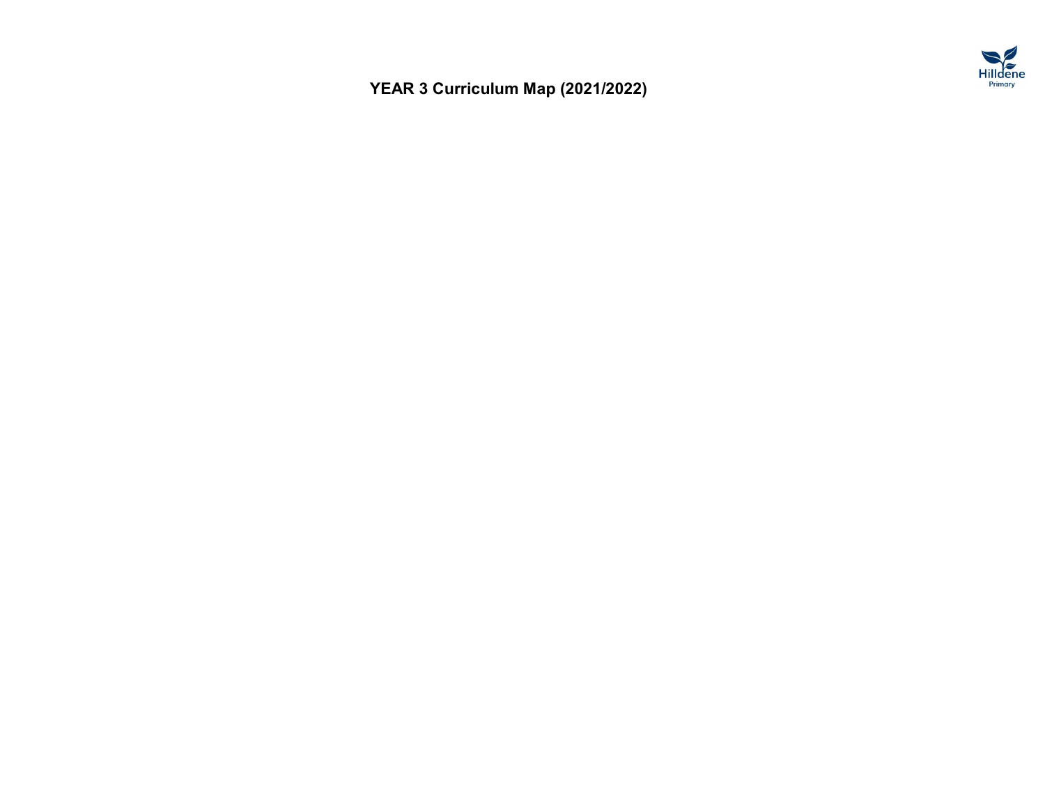**YEAR 3 Curriculum Map (2021/2022)**

Hilldene
Primary